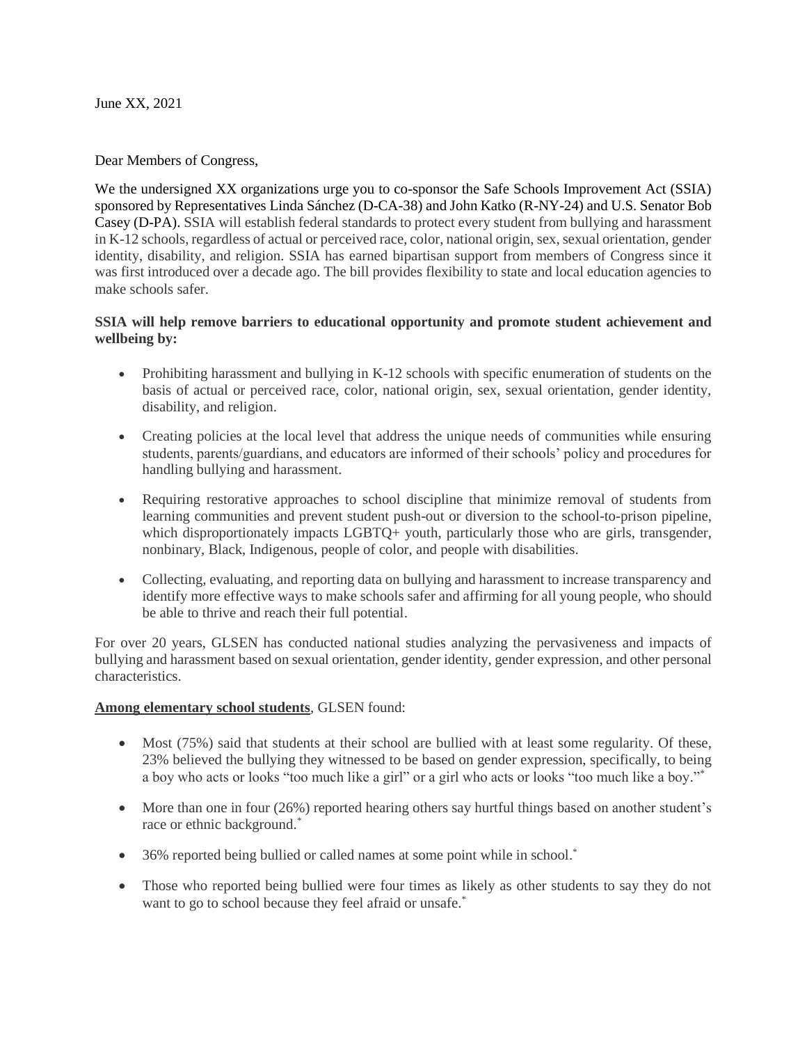June XX, 2021

Dear Members of Congress,

We the undersigned XX organizations urge you to co-sponsor the Safe Schools Improvement Act (SSIA) sponsored by Representatives Linda Sánchez (D-CA-38) and John Katko (R-NY-24) and U.S. Senator Bob Casey (D-PA). SSIA will establish federal standards to protect every student from bullying and harassment in K-12 schools, regardless of actual or perceived race, color, national origin, sex, sexual orientation, gender identity, disability, and religion. SSIA has earned bipartisan support from members of Congress since it was first introduced over a decade ago. The bill provides flexibility to state and local education agencies to make schools safer.

**SSIA will help remove barriers to educational opportunity and promote student achievement and wellbeing by:**

- Prohibiting harassment and bullying in K-12 schools with specific enumeration of students on the basis of actual or perceived race, color, national origin, sex, sexual orientation, gender identity, disability, and religion.
- Creating policies at the local level that address the unique needs of communities while ensuring students, parents/guardians, and educators are informed of their schools' policy and procedures for handling bullying and harassment.
- Requiring restorative approaches to school discipline that minimize removal of students from learning communities and prevent student push-out or diversion to the school-to-prison pipeline, which disproportionately impacts LGBTQ+ youth, particularly those who are girls, transgender, nonbinary, Black, Indigenous, people of color, and people with disabilities.
- Collecting, evaluating, and reporting data on bullying and harassment to increase transparency and identify more effective ways to make schools safer and affirming for all young people, who should be able to thrive and reach their full potential.

For over 20 years, GLSEN has conducted national studies analyzing the pervasiveness and impacts of bullying and harassment based on sexual orientation, gender identity, gender expression, and other personal characteristics.

**Among elementary school students**, GLSEN found:

- Most (75%) said that students at their school are bullied with at least some regularity. Of these, 23% believed the bullying they witnessed to be based on gender expression, specifically, to being a boy who acts or looks "too much like a girl" or a girl who acts or looks "too much like a boy."[*]
- More than one in four (26%) reported hearing others say hurtful things based on another student's race or ethnic background.[*]
- 36% reported being bullied or called names at some point while in school.[*]
- Those who reported being bullied were four times as likely as other students to say they do not want to go to school because they feel afraid or unsafe.[*]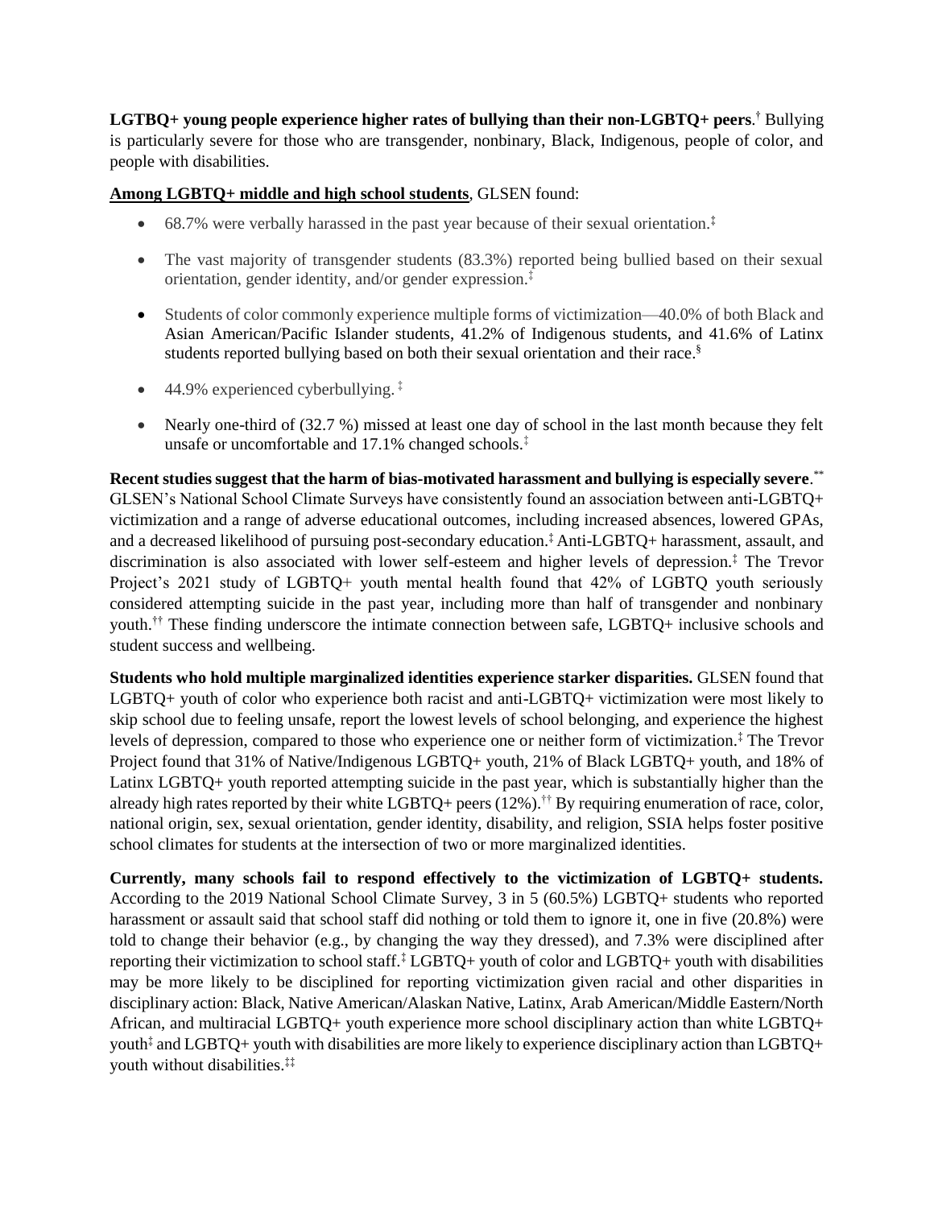**LGTBQ+ young people experience higher rates of bullying than their non-LGBTQ+ peers**.[†] Bullying is particularly severe for those who are transgender, nonbinary, Black, Indigenous, people of color, and people with disabilities.

**Among LGBTQ+ middle and high school students**, GLSEN found:

- 68.7% were verbally harassed in the past year because of their sexual orientation.[‡]
- The vast majority of transgender students (83.3%) reported being bullied based on their sexual orientation, gender identity, and/or gender expression.[‡]
- Students of color commonly experience multiple forms of victimization—40.0% of both Black and Asian American/Pacific Islander students, 41.2% of Indigenous students, and 41.6% of Latinx students reported bullying based on both their sexual orientation and their race.[§]
- 44.9% experienced cyberbullying. [‡]
- Nearly one-third of (32.7 %) missed at least one day of school in the last month because they felt unsafe or uncomfortable and 17.1% changed schools.[‡]

**Recent studies suggest that the harm of bias-motivated harassment and bullying is especially severe**.[**] GLSEN's National School Climate Surveys have consistently found an association between anti-LGBTQ+ victimization and a range of adverse educational outcomes, including increased absences, lowered GPAs, and a decreased likelihood of pursuing post-secondary education.[‡] Anti-LGBTQ+ harassment, assault, and discrimination is also associated with lower self-esteem and higher levels of depression.[‡] The Trevor Project's 2021 study of LGBTQ+ youth mental health found that 42% of LGBTQ youth seriously considered attempting suicide in the past year, including more than half of transgender and nonbinary youth.[††] These finding underscore the intimate connection between safe, LGBTQ+ inclusive schools and student success and wellbeing.

**Students who hold multiple marginalized identities experience starker disparities.** GLSEN found that LGBTQ+ youth of color who experience both racist and anti-LGBTQ+ victimization were most likely to skip school due to feeling unsafe, report the lowest levels of school belonging, and experience the highest levels of depression, compared to those who experience one or neither form of victimization.[‡] The Trevor Project found that 31% of Native/Indigenous LGBTQ+ youth, 21% of Black LGBTQ+ youth, and 18% of Latinx LGBTQ+ youth reported attempting suicide in the past year, which is substantially higher than the already high rates reported by their white LGBTQ+ peers (12%).[††] By requiring enumeration of race, color, national origin, sex, sexual orientation, gender identity, disability, and religion, SSIA helps foster positive school climates for students at the intersection of two or more marginalized identities.

**Currently, many schools fail to respond effectively to the victimization of LGBTQ+ students.** According to the 2019 National School Climate Survey, 3 in 5 (60.5%) LGBTQ+ students who reported harassment or assault said that school staff did nothing or told them to ignore it, one in five (20.8%) were told to change their behavior (e.g., by changing the way they dressed), and 7.3% were disciplined after reporting their victimization to school staff.[‡] LGBTQ+ youth of color and LGBTQ+ youth with disabilities may be more likely to be disciplined for reporting victimization given racial and other disparities in disciplinary action: Black, Native American/Alaskan Native, Latinx, Arab American/Middle Eastern/North African, and multiracial LGBTQ+ youth experience more school disciplinary action than white LGBTQ+ youth[‡] and LGBTQ+ youth with disabilities are more likely to experience disciplinary action than LGBTQ+ youth without disabilities.[‡‡]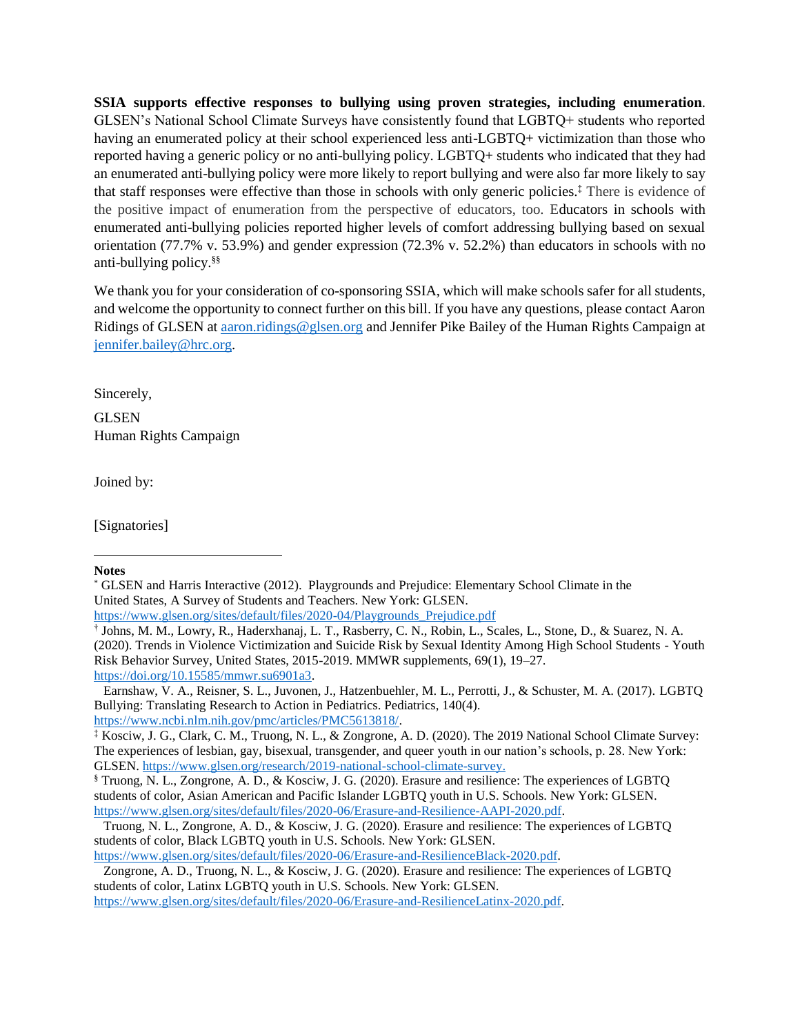**SSIA supports effective responses to bullying using proven strategies, including enumeration**. GLSEN's National School Climate Surveys have consistently found that LGBTQ+ students who reported having an enumerated policy at their school experienced less anti-LGBTQ+ victimization than those who reported having a generic policy or no anti-bullying policy. LGBTQ+ students who indicated that they had an enumerated anti-bullying policy were more likely to report bullying and were also far more likely to say that staff responses were effective than those in schools with only generic policies.[‡] There is evidence of the positive impact of enumeration from the perspective of educators, too. Educators in schools with enumerated anti-bullying policies reported higher levels of comfort addressing bullying based on sexual orientation (77.7% v. 53.9%) and gender expression (72.3% v. 52.2%) than educators in schools with no anti-bullying policy.[§§]

We thank you for your consideration of co-sponsoring SSIA, which will make schools safer for all students, and welcome the opportunity to connect further on this bill. If you have any questions, please contact Aaron Ridings of GLSEN at aaron.ridings@glsen.org and Jennifer Pike Bailey of the Human Rights Campaign at jennifer.bailey@hrc.org.

Sincerely,

GLSEN
Human Rights Campaign

Joined by:

[Signatories]

---

**Notes**

[*] GLSEN and Harris Interactive (2012). Playgrounds and Prejudice: Elementary School Climate in the United States, A Survey of Students and Teachers. New York: GLSEN. https://www.glsen.org/sites/default/files/2020-04/Playgrounds_Prejudice.pdf

[†] Johns, M. M., Lowry, R., Haderxhanaj, L. T., Rasberry, C. N., Robin, L., Scales, L., Stone, D., & Suarez, N. A. (2020). Trends in Violence Victimization and Suicide Risk by Sexual Identity Among High School Students - Youth Risk Behavior Survey, United States, 2015-2019. MMWR supplements, 69(1), 19–27. https://doi.org/10.15585/mmwr.su6901a3.

Earnshaw, V. A., Reisner, S. L., Juvonen, J., Hatzenbuehler, M. L., Perrotti, J., & Schuster, M. A. (2017). LGBTQ Bullying: Translating Research to Action in Pediatrics. Pediatrics, 140(4). https://www.ncbi.nlm.nih.gov/pmc/articles/PMC5613818/.

[‡] Kosciw, J. G., Clark, C. M., Truong, N. L., & Zongrone, A. D. (2020). The 2019 National School Climate Survey: The experiences of lesbian, gay, bisexual, transgender, and queer youth in our nation's schools, p. 28. New York: GLSEN. https://www.glsen.org/research/2019-national-school-climate-survey.

[§] Truong, N. L., Zongrone, A. D., & Kosciw, J. G. (2020). Erasure and resilience: The experiences of LGBTQ students of color, Asian American and Pacific Islander LGBTQ youth in U.S. Schools. New York: GLSEN. https://www.glsen.org/sites/default/files/2020-06/Erasure-and-Resilience-AAPI-2020.pdf.

Truong, N. L., Zongrone, A. D., & Kosciw, J. G. (2020). Erasure and resilience: The experiences of LGBTQ students of color, Black LGBTQ youth in U.S. Schools. New York: GLSEN. https://www.glsen.org/sites/default/files/2020-06/Erasure-and-ResilienceBlack-2020.pdf.

Zongrone, A. D., Truong, N. L., & Kosciw, J. G. (2020). Erasure and resilience: The experiences of LGBTQ students of color, Latinx LGBTQ youth in U.S. Schools. New York: GLSEN. https://www.glsen.org/sites/default/files/2020-06/Erasure-and-ResilienceLatinx-2020.pdf.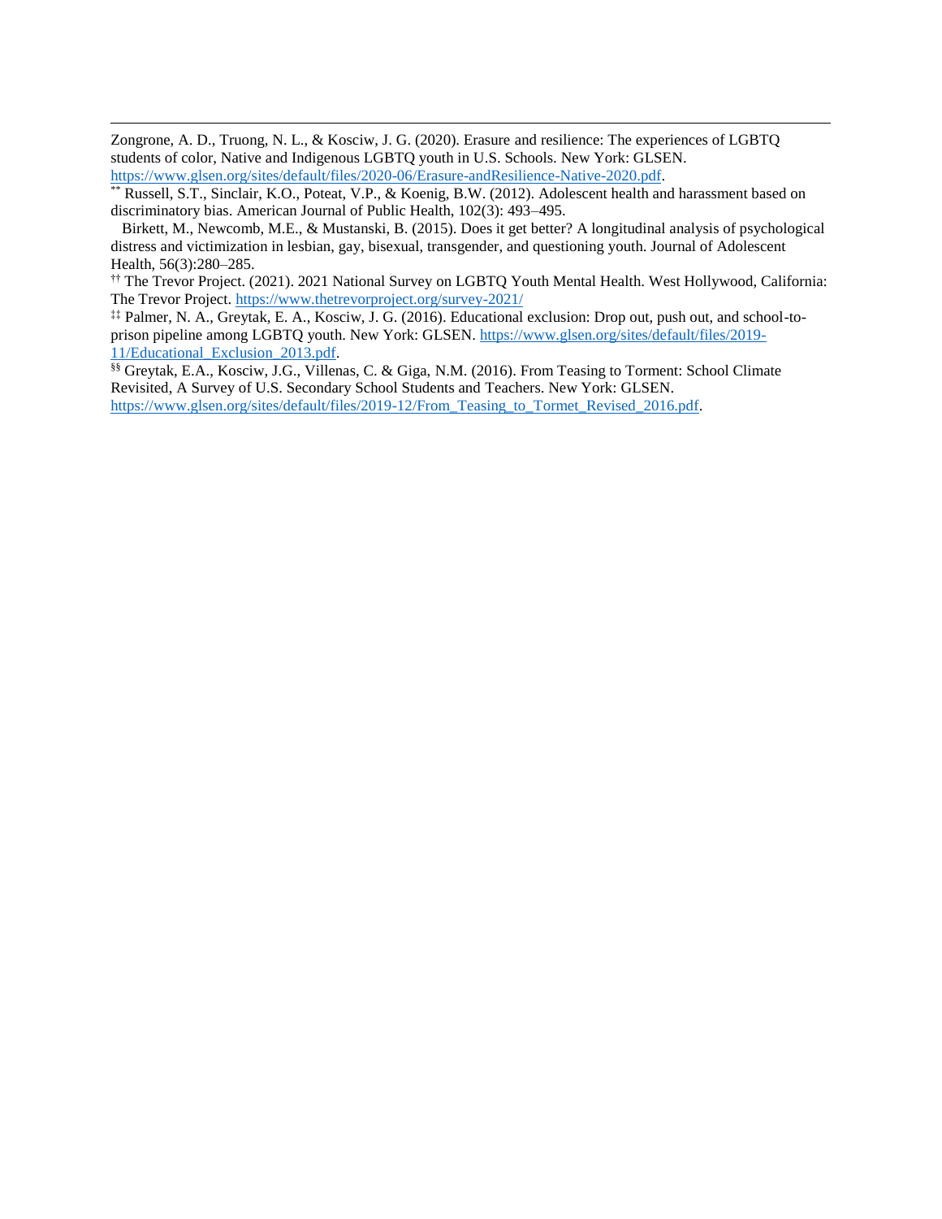Zongrone, A. D., Truong, N. L., & Kosciw, J. G. (2020). Erasure and resilience: The experiences of LGBTQ students of color, Native and Indigenous LGBTQ youth in U.S. Schools. New York: GLSEN. https://www.glsen.org/sites/default/files/2020-06/Erasure-andResilience-Native-2020.pdf.

[**] Russell, S.T., Sinclair, K.O., Poteat, V.P., & Koenig, B.W. (2012). Adolescent health and harassment based on discriminatory bias. American Journal of Public Health, 102(3): 493–495.

Birkett, M., Newcomb, M.E., & Mustanski, B. (2015). Does it get better? A longitudinal analysis of psychological distress and victimization in lesbian, gay, bisexual, transgender, and questioning youth. Journal of Adolescent Health, 56(3):280–285.

[††] The Trevor Project. (2021). 2021 National Survey on LGBTQ Youth Mental Health. West Hollywood, California: The Trevor Project. https://www.thetrevorproject.org/survey-2021/

[‡‡] Palmer, N. A., Greytak, E. A., Kosciw, J. G. (2016). Educational exclusion: Drop out, push out, and school-to-prison pipeline among LGBTQ youth. New York: GLSEN. https://www.glsen.org/sites/default/files/2019-11/Educational_Exclusion_2013.pdf.

[§§] Greytak, E.A., Kosciw, J.G., Villenas, C. & Giga, N.M. (2016). From Teasing to Torment: School Climate Revisited, A Survey of U.S. Secondary School Students and Teachers. New York: GLSEN. https://www.glsen.org/sites/default/files/2019-12/From_Teasing_to_Tormet_Revised_2016.pdf.